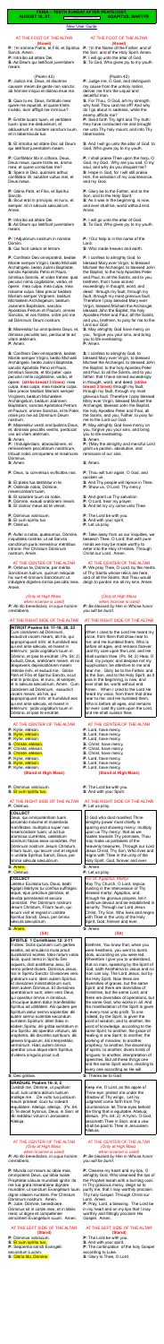# XIIA – TENTH SUNDAY AFTER PENTECOST
# AUGUST 18, 97 — AGAPITUS, MARTYR

New User Guide

## AT THE FOOT OF THE ALTAR [Latin]

**P:** In nómine Patris, ✠ et Fílii, et Spíritus Sancti. Amen.

**P:** Introíbo ad altáre Dei.
**S:** Ad Deum qui lætíficat juventútem meam.

(Psalm 42)

**P:** Júdica me, Deus, et discérne causam meam de gente non sancta: ab hómine iníquo et dolóso érue me.
**S:** Quia tu es, Deus, fortitúdo mea: quare me repulísti, et quare tristis incédo, dum afflígit me inimícus?
**P:** Emítte lucem tuam, et veritátem tuam: ipsa me deduxérunt, et adduxérunt in montem sanctum tuum, et in tabernácula tua.
**S:** Et introíbo ad altáre Dei: ad Deum qui lætíficat juventútem meam.
**P:** Confitébor tibi in cíthara, Deus, Deus meus: quare tristis es, ánima mea, et quare contúrbas me?
**S:** Spera in Deo, quóniam adhuc confitébor illi: salutáre vultus mei, et Deus meus.
**P:** Glória Patri, et Fílio, et Spirítui Sancto.
**S:** Sicut erat in princípio, et nunc, et semper: et in sǽcula sæculórum. Amen.

**P:** Introíbo ad altáre Dei.
**S:** Ad Deum qui lætíficat juventútem meam.

**P:** ✠ Adjutórium nostrum in nómine Dómini.
**S:** Qui fecit cælum et terram.

**P:** Confíteor Deo omnipoténti, beátæ Maríæ semper Vírgini, beáto Michaéli Archángelo, beáto Joánni Baptístæ, sanctis Apóstolis Petro et Paulo, ómnibus Sanctis, et vobis fratres: quia peccávi nimis cogitatióne, verbo, et ópere: mea culpa, mea culpa, mea máxima culpa. Ídeo precor beátam Maríam semper Vírginem, beátum Michaélem Archángelum, beátum Joánnem Baptístam, sanctos Apóstolos Petrum et Paulum, omnes Sanctos, et vos fratres, oráre pro me ad Dóminum Deum nostrum.
**S:** Misereátur tui omnípotens Deus, et, dimíssis peccátis tuis, perdúcat te ad vitam ætérnam.
**P:** Amen.

**S:** Confíteor Deo omnipoténti, beátæ Maríæ semper Vírgini, beáto Michaéli Archángelo, beáto Joánni Baptístæ, sanctis Apóstolis Petro et Paulo, ómnibus Sanctis, et tibi pater: quia peccávi nimis cogitatióne, verbo, et ópere: mea culpa, mea culpa, mea máxima culpa. Ídeo precor beátam Maríam semper Vírginem, beátum Michaélem Archángelum, beátum Joánnem Baptístam, sanctos Apóstolos Petrum et Paulum, omnes Sanctos, et te pater, oráre pro me ad Dóminum Deum nostrum.
**P:** Misereátur vestri omnípotens Deus, et, dimíssis peccátis vestris, perdúcat vos ad vitam ætérnam.
**S:** Amen.
**P:** ✠ Indulgéntiam, absolutiónem, et remissiónem peccatórum nostrórum tríbuat nobis omnípotens et miséricors Dóminus.
**S:** Amen.

**P:** Deus, tu convérsus vivificábis nos.
**S:** Et plebs tua lætábitur in te.
**P:** Osténde nobis, Dómine, misericórdiam tuam.
**S:** Et salutáre tuum da nobis.
**P:** Dómine, exáudi oratiónem meam.
**S:** Et clamor meus ad te véniat.
**P:** Dóminus vobíscum.
**S:** Et cum spíritu tuo.
**P:** Orémus.

**P:** Aufer a nobis, quǽsumus, Dómine, iniquitátes nostras: ut ad Sancta sanctórum puris mereámur méntibus introíre. Per Christum Dóminum nostrum. Amen.

### AT THE CENTER OF THE ALTAR

**P:** Orámus te, Dómine, per mérita Sanctórum tuórum, quorum relíquiæ hic sunt et ómnium Sanctórum: ut indulgére dignéris ómnia peccáta mea. Amen.

*(Only at High Mass when incense is used)*

**P:** Ab illo benedicáris, in cujus honóre cremáberis.

### AT THE RIGHT SIDE OF THE ALTAR

**INTROIT Psalmi 54: 17-18, 20, 23**
Cum clamárem ad Dóminum, exaudívit vocem meam, ab his, qui appropínquant mihi: et humiliávit eos, qui est ante sǽcula, et manet in ætérnum: jacta cogitátum tuum in Dómino, et ipse te enútriet. (Ps. 54: 2) Exáudi, Deus, oratiónem meam, et ne despéxeris deprecatiónem meam: inténde mihi, et exáudi me. Glória Patri et Fílio, et Spirítui Sancto. Sicut erat in princípio, et nunc, et semper, et in sǽcula sæculórum. Amen. Cum clamárem ad Dóminum, exaudívit vocem meam, ab his, qui appropínquant mihi: et humiliávit eos, qui est ante sǽcula, et manet in ætérnum: jacta cogitátum tuum in Dómino, et ipse te enútriet.

### AT THE CENTER OF THE ALTAR

**P:** Kýrie, eléison.
**S:** Kýrie, eléison.
**P:** Kýrie, eléison.
**S:** Christe, eléison.
**P:** Christe, eléison.
**S:** Christe, eléison.
**P:** Kýrie, eléison.
**S:** Kýrie, eléison.
**P:** Kýrie, eléison.
**(Gloria at High Mass)**

**P:** Dóminus vobíscum.
**S:** Et cum spíritu tuo.

**P:** Orémus.

**COLLECT**
Deus, qui omnipoténtiam tuam parcéndo máxime et miserándo maniféstas: multíplica super nos misericórdiam tuam; ut ad tua promíssa curréntes, cæléstium bonórum fácias esse consórtes. Per Dóminum nostrum Jesum Christum, Fílium tuum: qui tecum vivit et regnat in unitáte Spíritus Sancti, Deus, per ómnia sǽcula sæculórum.
**S:** Amen.
**P:** Orémus.

**COLLECT**
Lætétur Ecclésia tua, Deus, beáti Agapíti Mártyris tui confísa suffrágiis: atque, ejus précibus gloriósis, et devóta permáneat et secúra consístat. Per Dóminum nostrum Jesum Christum, Fílium tuum: qui tecum vivit et regnat in unitáte Spíritus Sancti, Deus, per ómnia sǽcula sæculórum.
**S:** Amen.

(Sit)

**EPISTLE 1 Corinthians 12: 2-11**
Fratres: Scitis quóniam cum gentes essétis, ad simulácra muta prout ducebámini eúntes. Ideo notum vobis fácio, quod nemo in Spíritu Dei loquens, dicit anáthema Jesu. Et nemo potest dícere: Dóminus Jesus, nisi in Spíritu Sancto. Divisiónes vero gratiárum sunt, idem autem Spíritus. Et divisiónes ministratiónum sunt, idem autem Dóminus. Et divisiónes operatiónum sunt, idem vero Deus, qui operátur ómnia in ómnibus. Unicuíque autem datur manifestátio Spíritus ad utilitátem. Alii quidem per Spíritum datur sermo sapiéntiæ: álii autem sermo sciéntiæ secúndum eúndem Spíritum: álteri fides in eódem Spíritu: álii grátia sanitátum in uno Spíritu: álii operátio virtútum, álii prophétia, álii discrétio spirítuum, álii génera linguárum, álii interpretátio sermónum. Hæc autem ómnia operátur unus atque idem Spíritus, dívidens síngulis prout vult.

**S:** Deo grátias.

**GRADUAL Psalms 16: 8, 2**
Custódi me, Dómine, ut pupíllam óculi: sub umbra alárum tuárum prótege me. De vultu tuo judícium meum pródeat: óculi tui vídeant æquitátem. Allelúja, allelúja. (Ps. 64: 2) Te decet hymnus, Deus, in Sion: et tibi reddétur votum in Jerúsalem. Allelúja.

### AT THE CENTER OF THE ALTAR

*(Only at High Mass when incense is used)*

**P:** Ab illo benedicáris, in cujus honóre cremáberis.

**P:** Munda cor meum, ac lábia mea, omnípotens Deus, qui lábia Isaíæ Prophétæ cálculo mundásti igníto: ita me tua grata miseratióne dignáre mundáre, ut sanctum Evangélium tuum digne váleam nuntiáre. Per Christum Dóminum nostrum. Amen.
**P:** Jube, Dómine, benedícere. Dóminus sit in corde meo, et in lábiis meis: ut digne et competénter annúntiem Evangélium suum. Amen.

### AT THE LEFT SIDE OF THE ALTAR (Stand)

**P:** Dóminus vobíscum.
**S:** Et cum spíritu tuo.
**P:** Sequéntia ✠ sancti Evangélii secúndum Lucam.
**S:** Glória tibi, Dómine.

## AT THE FOOT OF THE ALTAR [Kneel]

**P:** In the Name of the Father, and of the Son, and of the Holy Spirit. Amen.
**P:** I will go in to the altar of God.
**S:** To God, Who gives joy to my youth.

(Psalm 42)

**P:** Judge me, O God, and distinguish my cause from the unholy nation, deliver me from the unjust and deceitful man.
**S:** For Thou, O God, art my strength, why hast Thou cast me off? And why do I go about sad, while the enemy afflicts me?
**P:** Send forth Thy light and Thy truth: they have led me and brought me unto Thy holy mount, and into Thy tabernacles.
**S:** And I will go unto the altar of God: to God, Who gives joy to my youth.
**P:** I shall praise Thee upon the harp, O God, my God. Why are you sad, O my soul, and why do you disquiet me?
**S:** Hope in God, for I will still praise Him, the salvation of my countenance, and my God.
**P:** Glory be to the Father, and to the Son, and to the Holy Spirit.
**S:** As it was in the beginning, is now, and ever shall be, world without end. Amen.

**P:** I will go unto the altar of God.
**S:** To God, Who gives joy to my youth.

**P:** ✠ Our help is in the name of the Lord.
**S:** Who made heaven and earth.

**P:** I confess to almighty God, to blessed Mary ever Virgin, to blessed Michael the Archangel, to blessed John the Baptist, to the holy Apostles Peter and Paul, to all the Saints, and to you, brethren, that I have sinned exceedingly in thought, word, and deed: through my fault, through my fault, through my most grievous fault. Therefore I pray blessed Mary ever Virgin, blessed Michael the Archangel, blessed John the Baptist, the holy Apostles Peter and Paul, all the Saints, and you brethren, to pray for me to the Lord our God.
**S:** May almighty God have mercy on you, forgive you your sins, and bring you to life everlasting.
**P:** Amen.

**S:** I confess to almighty God, to blessed Mary ever Virgin, to blessed Michael the Archangel, to blessed John the Baptist, to the holy Apostles Peter and Paul, to all the Saints, and to you, father that I have sinned exceedingly in thought, word, and deed: through my fault, through my fault, through my most grievous fault. Therefore I pray blessed Mary ever Virgin, blessed Michael the Archangel, blessed John the Baptist, the holy Apostles Peter and Paul, all the Saints, and you, father, to pray for me to the Lord our God.
**P:** May almighty God have mercy on you, forgive you your sins, and bring you to life everlasting.
**S:** Amen.
**P:** ✠ May the almighty and merciful Lord grant us pardon, absolution, and remission of our sins.
**S:** Amen.

**P:** Thou wilt turn again, O God, and quicken us.
**S:** And Thy people will rejoice in Thee.
**P:** Show us, O Lord, Thy mercy.
**S:** And grant us Thy salvation.
**P:** O Lord, hear my prayer.
**S:** And let my cry come unto Thee.
**P:** The Lord be with you.
**S:** And with your Spirit.
**P:** Let us pray.

**P:** Take away from us our iniquities, we beseech Thee, O Lord; that with pure minds we may be made worthy to enter into the holy of holies. Through Christ our Lord. Amen.

### AT THE CENTER OF THE ALTAR

**P:** We pray Thee, O Lord, by the merits of Thy Saints whose relics are here, and of all the Saints: that Thou would deign to pardon me all my sins. Amen.

*(Only at High Mass when incense is used)*

**P:** Be blessed by Him in Whose honor you will be burnt.

### AT THE RIGHT SIDE OF THE ALTAR

When I cried to the Lord He heard my voice, from them that draw near to me; and He humbled them, Who is before all ages, and remains forever: cast thy care upon the Lord, and He shall sustain thee. (Ps. 54: 2) Hear, O God, my prayer, and despise not my supplication; be attentive to me and hear me. Glory be to the Father, and to the Son, and to the Holy Spirit. As it was in the beginning, is now, and ever shall be, world without end. Amen. When I cried to the Lord He heard my voice, from them that draw near to me; and He humbled them, Who is before all ages, and remains forever: cast thy care upon the Lord, and He shall sustain thee.

### AT THE CENTER OF THE ALTAR

**P:** Lord, have mercy.
**S:** Lord, have mercy.
**P:** Lord, have mercy.
**S:** Christ, have mercy.
**P:** Christ, have mercy.
**S:** Christ, have mercy.
**P:** Lord, have mercy.
**S:** Lord, have mercy.
**P:** Lord, have mercy.

**P:** The Lord be with you.
**S:** And with your Spirit.

**P:** Let us pray.

O God who dost manifest Thine almighty power most chiefly in sparing and showing pity: mercifully multiply upon us Thy mercy; that as we hasten towards Thy promises, Thou mayest make us partakers of the heavenly treasures. Through our Lord Jesus Christ, Thy Son, Who lives and reigns with Thee in the unity of the Holy Spirit, God, forever and ever.
**S:** Amen.
**P:** Let us pray.

May Thy Church, O Lord, rejoice, trusting in the intercession of Thy blessed martyr, Agapitus; and through his glorious prayers, let it continue devout and be established in security. Through our Lord Jesus Christ, Thy Son, Who lives and reigns with Thee in the unity of the Holy Spirit, God, forever and ever.
**S:** Amen.

Brethren: You know that, when you were heathens, you went to dumb idols, according as you were led. Wherefore I give you to understand, that no man, speaking by the Spirit of God, saith Anathema to Jesus. And no man can say, The Lord Jesus, but by the Holy Spirit. Now there are diversities of graces, but the same Spirit. And there are diversities of ministries, but the same Lord. And there are diversities of operations, but the same God, who worketh all in all. And the manifestation of the Spirit is given to every man unto profit. To one indeed, by the Spirit, is given the word of wisdom: and to another, the word of knowledge, according to the same Spirit: to another, faith in the same Spirit: to another, the grace of healing in one Spirit: to another, the working of miracles: to another, prophecy: to another, the discerning of spirits: to another, divers kinds of tongues: to another, interpretation of speeches. But all these things one and the same Spirit worketh, dividing to every one according as He will.
**S:** Thanks be to God.

Keep me, O Lord, as the apple of Thine eye: protect me under the shadow of Thy wings. Let my judgment come forth from Thy countenance: let Thine eyes behold the thing that is equitable. Alleluia, alleluia. (Ps. 64: 2) A hymn, O God, becometh Thee in Sion: and a vow shall be paid to Thee in Jerusalem. Alleluia.

### AT THE CENTER OF THE ALTAR

*(Only at High Mass when incense is used)*

**P:** Be blessed by Him in Whose honor you will be burnt.

**P:** Cleanse my heart and my lips, O almighty God, Who cleansed the lips of the Prophet Isaiah with a burning coal. In Thy gracious mercy, deign so to purify me, that I may worthily proclaim Thy holy Gospel. Through Christ our Lord. Amen.
**P:** Pray, Lord, a blessing. The Lord be in my heart and on my lips that I may worthily and fittingly proclaim His Gospel. Amen.

### AT THE LEFT SIDE OF THE ALTAR

**P:** The Lord be with you.
**S:** And with your spirit.
**P:** The continuation ✠ of the holy Gospel according to Luke.
**S:** Glory to Thee, O Lord.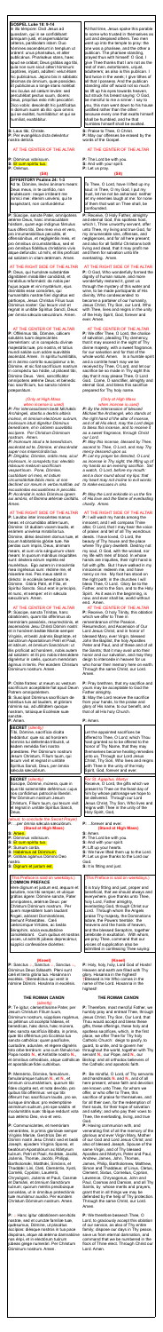GOSPEL Luke 18: 9-14

D: In illo témpore: Dixit Jesus ad quosdam, qui in se confidébant tamquam justi, et aspernabántur céteros, parábolam istam: Duo hómines ascendérunt in templum, ut orárent: unus pharisǽus, et alter publicánus. Pharisǽus stans, hæc apud se orábat: Deus, grátias ago tibi, quia non sum sicut céteri hóminum: raptóres, injústi, adúlteri, velut étiam hic publicánus. Jejúno bis in sábbato: décimas do ómnium, quæ possídeo. Et publicánus a longe stans nolébat nec óculos ad cælum leváre: sed percutiébat pectus suum, dicens: Deus, propítius esto mihi peccatóri. Dico vobis: descéndit hic justificátus in domum suam ab illo: quia omnis, qui se exáltat, humiliábitur: et qui se humíliat, exaltábitur.

S: Laus tibi, Christe.
P: Per evangélica dicta deleántur nostra delícta.

AT THE CENTER OF THE ALTAR

P: Dóminus vobíscum.
S: Et cum spíritu tuo.
P: Orémus.

(Sit)

OFFERTORY Psalms 24: 1-3

Ad te, Dómine, levávi ánimam meam: Deus meus, in te confído, non erubéscam: neque irrídeant me inimíci mei: étenim univérsi, qui te exspéctant, non confundéntur.

P: Súscipe, sancte Pater, omnípotens ætérne Deus, hanc immaculátam hóstiam, quam ego indígnus fámulus tuus óffero tibi, Deo meo vivo et vero, pro innumerabílibus peccátis, et offensiónibus, et negligéntiis meis, et pro ómnibus circumstántibus, sed et pro ómnibus fidélibus christiánis vivis atque defúnctis: ut mihi, et illis profíciat ad salútem in vitam ætérnam. Amen.

AT THE RIGHT SIDE OF THE ALTAR

P: Deus, qui humánæ substántiæ dignitátem mirabíliter condidísti, et mirabílius reformásti: da nobis per hujus aquæ et vini mystérium, ejus divinitátis esse consórtes, qui humanitátis nostræ fíeri dignátus est párticeps, Jesus Christus Fílius tuus Dóminus noster: Qui tecum vivit et regnat in unitáte Spíritus Sancti Deus: per ómnia sǽcula sæculórum. Amen.

AT THE CENTER OF THE ALTAR

P: Offérimus tibi, Dómine, cálicem salutáris tuam deprecántes cleméntiam: ut in conspéctu divínæ majestátis tuæ, pro nostra et totíus mundi salúte cum odóre suavitátis ascéndat. Amen. In spíritu humilitátis, et in ánimo contríto suscipiámur a te, Dómine: et sic fiat sacrifícium nostrum in conspéctu tuo hódie, ut pláceat tibi, Dómine Deus. Veni, sanctificátor omnípotens ætérne Deus: et bénedic hoc sacrifícium, tuo sancto nómini præparátum.

(Only at High Mass when incense is used)

P: Per intercessiónem beáti Michǽlis Archángeli, stantis a dextris altáris incénsi, et ómnium electórum suórum, incénsum istud dignétur Dóminus benedícere, et in odórem suavitátis accípere. Per Christum Dóminum nostrum. Amen.
P: Incénsum istud a te benedíctum, ascéndat ad te, Dómine: et descéndat super nos misericórdia tua.
P: Dirigátur, Dómine, orátio mea, sicut incénsum, in conspéctu tuo: elevátio mánuum meárum sacrifícium vespertínum. Pone, Dómine, custódiam ori meo, et óstium circumstántiæ lábiis meis: ut non declínet cor meum in verba malítiæ, ad excusándas excusatiónes in peccátis.
P: Accéndat in nobis Dóminus ignem sui amóris, et flammam ætérnæ caritátis. Amen.

AT THE RIGHT SIDE OF THE ALTAR

P: Lavábo inter innocéntes manus meas: et circumdábo altáre tuum. Dómine: Ut áudiam vocem laudis, et enárrem univérsa mirabília tua. Dómine, diléxi decórem domus tuæ et locum habitatiónis glóriæ tuæ. Ne perdas cum ímpiis, Deus, ánimam meam, et cum viris sánguinum vitam meam: In quorum mánibus iniquitátes sunt: déxtera eórum repléta est munéribus. Ego autem in innocéntia mea ingréssus sum: rédime me, et miserére mei. Pes meus stetit in dirécto: in ecclésiis benedícam te, Dómine. Glória Patri, et Fílio, et Spirítui Sancto. Sicut erat in princípio, et nunc, et semper: et in sǽcula sæculórum. Amen.

AT THE CENTER OF THE ALTAR

P: Súscipe, sancta Trínitas, hanc oblatiónem, quam tibi offérimus ob memóriam passiónis, resurrectiónis, et ascensiónis Jesu Christi Dómini nostri: et in honórem beátæ Maríæ semper Vírginis, et beáti Joánnis Baptístæ, et sanctórum Apostolórum Petri et Pauli, et istórum, et ómnium Sanctórum: ut illis profíciat ad honórem, nobis autem ad salútem: et illi pro nobis intercédere dignéntur in cælis, quorum memóriam ágimus in terris. Per eúndem Christum Dóminum nostrum. Amen.

P: Oráte fratres: ut meum ac vestrum sacrifícium acceptábile fiat apud Deum Patrem omnipoténtem.
S: Suscípiat Dóminus sacrifícium de mánibus tuis ad laudem, et glóriam nóminis sui, ad utilitátem quoque nostram, totiúsque Ecclésiæ suæ sanctæ.
P: Amen.

SECRET (silently)

Tibi, Dómine, sacrifícia dicáta reddántur: quæ sic ad honórem nóminis tui deferénda tribuísti, ut eadem remédia fíeri nostris præstáres. Per Dóminum nostrum Jesum Christum, Fílium tuum: qui tecum vivit et regnat in unitáte Spíritus Sancti, Deus, per ómnia sǽcula sæculórum.

SECRET (silently)

Súscipe, Dómine, múnera, quæ in ejus tibi solemnitáte deférimus, cujus nos confídimus patrocínio liberári. Per Dóminum nostrum Jesum Christum, Fílium tuum: qui tecum vivit et regnat in unitáte Spíritus Sancti Deus.

(Stand) (Kneel for the Low Mass)

P: ...per ómnia sǽcula sæculórum.
(Stand at High Mass)
S: Amen.
P: Dóminus vobíscum.
S: Et cum spíritu tuo.
P: Sursum corda.
S: Habémus ad Dóminum.
P: Grátias agámus Dómino Deo nostro.
S: Dignum et justum est.

(See Sunday's Preface for Sundays)

COMMON PREFACE

Vere dignum et justum est, æquum et salutáre, nos tibi semper, et ubíque grátias ágere: Dómine sancte, Pater omnípotens, ætérne Deus: per Christum Dóminum nostrum. Per quem majestátem tuam laudant Angeli, adórant Dominatiónes, tremunt Potestátes. Cæli, cælorúmque Virtútes, ac beáta Séraphim, sócia exsultatióne concélebrant. Cum quibus et nostras voces, ut admítti júbeas, deprecámur, súpplici confessióne dicéntes:

(Kneel)

S: Sanctus, ☩ Sanctus, ☩ Sanctus ☩ Dóminus Deus Sábaoth. Pleni sunt cæli et terra glória tua. Hosánna in excélsis. Benedíctus qui venit in nómine Dómini. Hosánna in excélsis.

THE ROMAN CANON

P: Te ígitur, clementíssime Pater, per Jesum Christum Fílium tuum, Dóminum nostrum, súpplices rogámus, ac pétimus uti accépta hábeas, et benedícas, hæc dona, hæc múnera, hæc sancta sacrifícia illibáta. In primis quæ tibi offérimus pro Ecclésia tua sancta cathólica: quam pacificáre, custodíre, adunáre, et régere dignéris toto orbe terrárum: una cum fámulo tuo Papa nostro N. et Antístite nostro N. et ómnibus orthodóxis, atque cathólicæ et apostólicæ fídei cultóribus.

P: Meménto, Dómine, famulórum, famularúmque tuárum N. et N. et ómnium circumstántium, quorum tibi fides cógnita est, et nota devótio, pro quibus tibi offérimus: vel qui tibi ófferunt hoc sacrifícium laudis, pro se, suísque ómnibus: pro redemptióne animárum suárum, pro spe salútis, et incolumitátis suæ: tibíque reddunt vota sua ætérno Deo, vivo et vero.

P: Communicántes, et memóriam venerántes, in primis gloriósæ semper Vírginis Maríæ, Genetrícis Dei et Dómini nostri Jesu Christi: sed et beáti Joseph, ejúsdem Vírginis Sponsi, et beatórum Apostolórum ac Mártyrum tuórum, Petri et Pauli, Andréæ, Jacóbi, Joánnis, Thomæ, Jacóbi, Philíppi, Bartholomǽi, Matthǽi, Simónis, et Thaddǽi: Lini, Cleti, Cleméntis, Xysti, Cornélii, Cypriáni, Lauréntii, Chrysógoni, Joánnis et Pauli, Cosmæ et Damiáni, et ómnium Sanctórum tuórum; quorum méritis precibúsque concédas, ut in ómnibus protectiónis tuæ muniámur auxílio. Per eúndem Christum Dóminum nostrum. Amen.

P: Hanc ígitur oblatiónem servitútis nostræ, sed et cunctæ famíliæ tuæ, quǽsumus, Dómine, ut placátus accípias: diésque nostros in tua pace dispónas, atque ab ætérna damnatióne nos éripi, et in electórum tuórum júbeas grege numerári. Per Christum Dóminum nostrum. Amen.

At that time, Jesus spoke this parable to some who trusted in themselves as just and despised others. Two men went up into the temple to pray: the one was a Pharisee, and the other a publican. The pharisee standing, prayed thus with himself: O God, I give Thee thanks that I am not as the rest of men, extortioners, unjust, adulterers, as also is this publican. I fast twice in the week; I give tithes of all that I possess. And the publican, standing afar off, would not so much as lift up his eyes towards heaven, but struck his breast saying: O God, be merciful to me a sinner. I say to you, this man went down to his house justified rather than the other: because every one that exalts himself shall be humbled, and he that humbles himself shall be exalted.

S: Praise to Thee, O Christ.
P: May our offenses be erased by the words of the Gospel.

AT THE CENTER OF THE ALTAR

P: The Lord be with you.
S: And with your spirit.
P: Let us pray.

(Sit)

To Thee, O Lord, have I lifted up my soul: in Thee, O my God, I put my trust; let me not be ashamed: neither let my enemies laugh at me: for none of them that wait on Thee shall be confounded.

P: Receive, O holy Father, almighty and eternal God, this spotless host, which I, Thine unworthy servant, offer unto Thee, my living and true God, to atone for my numberless sins, offenses, and negligences; and for all here present; and also for all faithful Christians both living and dead, that it may profit me and them for salvation unto life everlasting. Amen.

AT THE RIGHT SIDE OF THE ALTAR

P: O God, Who wonderfully formed the dignity of human nature, and more wonderfully restored it, grant, through the mystery of this water and wine, that we may be made partakers of His divinity, Who vouchsafed to become partaker of our humanity, Jesus Christ, Thy Son, our Lord, Who lives and reigns with Thee in the unity of the Holy Spirit, God, forever and ever. Amen.

AT THE CENTER OF THE ALTAR

P: We offer Thee, O Lord, the chalice of salvation, pleading Thy clemency that it may ascend in the sight of Thy divine majesty, with a sweet fragrance for our salvation and for that of the whole world. Amen. In a humble spirit and a contrite heart may we be received by Thee, O Lord, and let our sacrifice be so offered in Thy sight this day that it may please Thee, O Lord God. Come, O sanctifier, almighty and eternal God, and bless this sacrifice prepared for Thy holy name.

(Only at High Mass when incense is used)

P: By the intercession of blessed Michael the Archangel, who stands at the right hand of the altar of incense, and of all His elect, may the Lord deign to bless this incense, and to receive it as a sweet fragrance. Through Christ our Lord. Amen.
P: May this incense, blessed by Thee, arise before Thee, O Lord, and may Thy mercy descend upon us.
P: Let my prayer be directed, O Lord, as incense in Thy sight; the lifting up of my hands as an evening sacrifice. Set a watch, O Lord, before my mouth, and a door round about my lips; that my heart may not incline to evil words to make excuses in sins.

P: May the Lord enkindle in us the fire of His love and the flame of everlasting charity. Amen.

AT THE RIGHT SIDE OF THE ALTAR

P: I will wash my hands among the innocent, and I will compass Thine altar, O Lord: that I may hear the voice of praise and tell of all Thy wondrous deeds. I have loved, O Lord, the beauty of Thy house and the place where Thy glory dwells. Take not away my soul, O God, with the wicked, nor my life with men of blood. In whose hands are iniquities, their right hand is full of gifts. But I have walked in my innocence; redeem me, and have mercy on me. My foot has stood on the right path; in the churches I will bless Thee, O Lord. Glory be to the Father, and to the Son, and to the Holy Spirit. As it was in the beginning, is now, and ever shall be, world without end. Amen.

AT THE CENTER OF THE ALTAR

P: Receive, O holy Trinity, this oblation which we offer to Thee in remembrance of the Passion, Resurrection, and Ascension of Our Lord Jesus Christ, and in honor of blessed Mary, ever Virgin, blessed John the Baptist, the holy Apostles Peter and Paul, and of these and of all the Saints; that it may avail unto their honor and our salvation, and may they deign to intercede in heaven for us who honor their memory here on earth. Through the same Christ our Lord. Amen.

P: Pray, brethren, that my sacrifice and yours may be acceptable to God the Father almighty.
S: May the Lord receive the sacrifice from your hands, to the praise and glory of His name, for our benefit, and that of all His holy Church.
P: Amen.

Let the appointed sacrifices be offered to Thee, O Lord; which Thou hast granted us to be offered to the honor of Thy Name, that they may, moreover, become healing remedies for us. Through our Lord Jesus Christ, Thy Son, Who lives and reigns with Thee in the unity of the Holy Spirit, God, forever and ever.

(For St. Cajetan of Thiene)

Receive, O Lord, the gifts which we present to Thee on the feast day of him through whose protection we trust to be delivered. Through our Lord Jesus Christ, Thy Son, Who lives and reigns with Thee in the unity of the Holy Spirit, God.

P: ...forever and ever.
(Stand at High Mass)
S: Amen.
P: The Lord be with you.
S: And with your spirit.
P: Lift up your hearts.
S: We have lifted them up to the Lord.
P: Let us give thanks to the Lord our God.
S: It is fitting and just.

(The Preface of the Sundays)

It is truly fitting and just, proper and beneficial, that we should always and everywhere give thanks unto Thee, O holy Lord, Father almighty, everlasting God; through Christ our Lord. Through whom the Angels praise Thy majesty, the Dominations adore, the Powers tremble: the heavens and the hosts of heaven, and the blessed Seraphim, together rejoice and celebrate. In union with whom we pray Thee, command that our voices too may be admitted, in suppliant confession, saying:

(Kneel)

P: Holy, holy, holy Lord God of Hosts! Heaven and earth are filled with Thy glory. Hosanna in the highest! Blessed is He who comes in the name of the Lord. Hosanna in the highest!

THE ROMAN CANON

P: Therefore, most merciful Father, we humbly pray and entreat Thee, through Jesus Christ, Thy Son, Our Lord, that Thou would accept and bless these gifts, these offerings, these holy and unblemished sacrifices, which, in the first place, we offer Thee for Thy holy Catholic Church, that Thou would deign to give her peace, to guard, to unite, and to govern her throughout the world, together with Thy servant N. our Pope, and N. our Bishop; and all orthodox believers of the Catholic and apostolic faith.

P: Be mindful, O Lord, of Thy servants and maidservants N. and N. and of all here present, whose faith and devotion are known unto Thee, for whom we offer, or who offer up to Thee, this sacrifice of praise for themselves, and for all their own, for the redemption of their souls, for their hope of salvation and safety; and who pay their vows to Thee, the everlasting, living, and true God.

P: Having communion with, and venerating first of all the memory of the glorious and ever Virgin Mary, Mother of our God and Lord Jesus Christ; and also of blessed Joseph, Spouse of the same Virgin, and of Thy blessed Apostles and Martyrs, Peter and Paul, Andrew, James, John, Thomas, James, Philip, Bartholomew, Matthew, Simon and Thaddeus; Linus, Cletus, Clement, Sixtus, Cornelius, Cyprian, Lawrence, Chrysogonus, John and Paul, Cosmas and Damian, and of all Thy Saints, by whose merits and prayers grant that in all things we may be defended by the help of Thy protection. Through the same Christ, our Lord. Amen.

P: We therefore beseech Thee, O Lord, to graciously accept this oblation of our service, as also of Thy entire family; dispose our days in Thy peace, save us from eternal damnation, and command that we be numbered in the flock of Thine elect. Through Christ our Lord. Amen.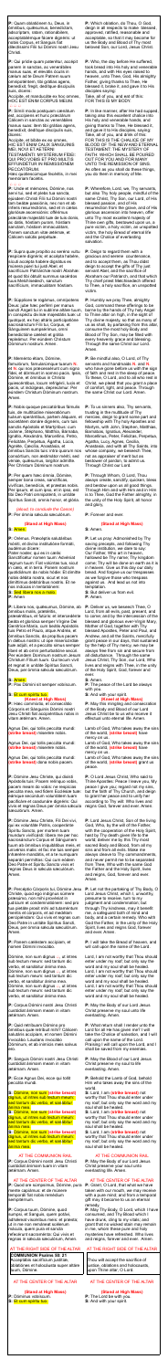**P:** Quam oblationem tu, Deus, in omnibus, quaesumus, benedictam, adscriptam, ratam, rationabilem, acceptabilemque facere digneris: ut nobis Corpus, et Sanguis fiat dilectissimi Filii tui Domini nostri Jesu Christi.

**P:** Qui pridie quam pateretur, accepit panem in sanctas, ac venerabiles manus suas, et elevatis óculis in caelum ad te Deum Patrem suum omnipotentem, tibi gratias agens, benedixit, fregit, deditque discipulis suis, dicens:
Accipite, et manducate ex hoc omnes: HOC EST ENIM CORPUS MEUM.

**P:** Simili modo postquam coenatum est, accipiens et hunc praeclarum Calicem in sanctas ac venerabiles manus suas: item tibi gratias agens, benedixit, deditque discipulis suis, dicens:
Accipite, et bibite ex eo omnes. HIC EST ENIM CALIX SANGUINIS MEI, NOVI ET AETERNI TESTAMENTI: MYSTERIUM FIDEI: QUI PRO VOBIS ET PRO MULTIS EFFUNDETUR IN REMISSIONEM PECCATORUM.
Haec quotiescumque feceritis, in mei memoriam facietis.

**P:** Unde et memores, Domine, nos servi tui, sed et plebs tua sancta, ejusdem Christi Filii tui Domini nostri tam beatae passionis, nec non et ab inferis resurrectionis, sed et in caelos gloriosae ascensionis: offerimus praeclarae majestati tuae de tuis donis, ac datis, hostiam puram, hostiam sanctam, hostiam immaculatam, Panem sanctum vitae aeternae, et Calicem salutis perpetuae.

**P:** Supra quae propitio ac sereno vultu respicere digneris: et accepta habere, sicuti accepta habere dignatus es munera pueri tui justi Abel, et sacrificium Patriarchae nostri Abrahae: et quod tibi obtulit summus sacerdos tuus Melchisedech, sanctum sacrificium, immaculatam hostiam.

**P:** Supplices te rogamus, omnipotens Deus: jube haec perferri per manus sancti Angeli tui in sublime altare tuum, in conspectu divinae majestatis tuae: ut quotquot, ex hac altaris participatione sacrosanctum Filii tui, Corpus, et Sanguinem sumpserimus, omni benedictione caelesti et gratia repleamur. Per eundem Christum Dominum nostrum. Amen.

**P:** Memento etiam, Domine, famulorum, famularumque tuarum N. et N. qui nos praecesserunt cum signo fidei, et dormiunt in somno pacis. Ipsis, Domine, et omnibus in Christo quiescentibus, locum refrigerii, lucis et pacis, ut indulgeas, deprecamur. Per eundem Christum Dominum nostrum. Amen.

**P:** Nobis quoque peccatoribus famulis tuis, de multitudine miserationum tuarum sperantibus, partem aliquam, et societatem donare digneris, cum tuis sanctis Apostolis et Martyribus: cum Joanne, Stephano, Matthia, Barnaba, Ignatio, Alexandro, Marcellino, Petro, Felicitate, Perpetua, Agatha, Lucia, Agnete, Caecilia, Anastasia, et omnibus Sanctis tuis: intra quorum nos consortium, non aestimator meriti, sed veniae, quaesumus, largitor admitte. Per Christum Dominum nostrum.

**P:** Per quem haec omnia, Domine, semper bona creas, sanctificas, vivificas, benedicis, et praestas nobis. Per ipsum, et cum ipso, et in ipso, est tibi Deo Patri omnipotenti, in unitate Spiritus Sancti, omnis honor, et gloria.

(aloud to conclude the Canon)

**P:** Per omnia saecula saeculorum.

**(Stand at High Mass)**

**R:** Amen.

**P:** Oremus. Praeceptis salutaribus moniti, et divina institutione formati audemus dicere: Pater noster, qui es in caelis: Sanctificetur nomen tuum: Adveniat regnum tuum: Fiat voluntas tua, sicut in caelo, et in terra. Panem nostrum quotidianum da nobis hodie: Et dimitte nobis debita nostra, sicut et nos dimittimus debitoribus nostris. Et ne nos inducas in tentationem.

**R:** Sed libera nos a malo.

**P:** Amen.

**P:** Libera nos, quaesumus, Domine, ab omnibus malis, praeteritis, praesentibus, et futuris: et intercedente beata et gloriosa semper Virgine Dei Genitrice Maria, cum beatis Apostolis tuis Petro et Paulo, atque Andrea, et omnibus Sanctis, da propitius pacem in diebus nostris: ut ope misericordiae tuae adjuti, et a peccato simus semper liberi, et ab omni perturbatione securi. Per eundem Dominum nostrum Jesum Christum Filium tuum. Qui tecum vivit et regnat in unitate Spiritus Sancti, Deus, per omnia saecula saeculorum.

**R:** Amen.

**P:** Pax Domini sit semper vobiscum.

**R:** Et cum spiritu tuo.

**(Kneel at High Mass)**

**P:** Haec commixtio, et consecratio Corporis et Sanguinis Domini nostri Jesu Christi, fiat accipientibus nobis in vitam aeternam. Amen.

Agnus Dei, qui tollis peccata mundi: **(strike breast)** miserere nobis.

Agnus Dei, qui tollis peccata mundi: **(strike breast)** miserere nobis.

Agnus Dei, qui tollis peccata mundi: **(strike breast)** dona nobis pacem.

**P:** Domine Jesu Christe, qui dixisti Apostolis tuis: Pacem relinquo vobis, pacem meam do vobis: ne respicias peccata mea, sed fidem Ecclesiae tuae: eamque secundum voluntatem tuam pacificare et coadunare digneris: Qui vivis et regnas Deus per omnia saecula saeculorum. Amen.

**P:** Domine Jesu Christe, Fili Dei vivi, qui ex voluntate Patris, cooperante Spiritu Sancto, per mortem tuam mundum vivificasti: libera me per hoc sacrosanctum Corpus et Sanguinem tuum ab omnibus iniquitatibus meis, et universis malis: et fac me tuis semper inhaerere mandatis, et a te numquam separari permittas: Qui cum eodem Deo Patre et Spiritu Sancto vivis et regnas Deus in saecula saeculorum. Amen.

**P:** Perceptio Corporis tui, Domine Jesu Christe, quod ego indignus sumere praesumo, non mihi proveniat in judicium et condemnationem: sed pro tua pietate prosit mihi ad tutamentum mentis et corporis, et ad medelam percipiendam: Qui vivis et regnas cum Deo Patre in unitate Spiritus Sancti, Deus, per omnia saecula saeculorum. Amen.

**P:** Panem caelestem accipiam, et nomen Domini invocabo.

Domine, non sum dignus, ut intres sub tectum meum: sed tantum dic verbo, et sanabitur anima mea. Domine, non sum dignus, ut intres sub tectum meum: sed tantum dic verbo, et sanabitur anima mea. Domine, non sum dignus, ut intres sub tectum meum: sed tantum dic verbo, et sanabitur anima mea.

**P:** Corpus Domini nostri Jesu Christi custodiat animam meam in vitam aeternam. Amen.

**P:** Quid retribuam Domino pro omnibus quae retribuit mihi? Calicem salutaris accipiam, et nomen Domini invocabo. Laudans invocabo Dominum, et ab inimicis meis salvus ero.

**P:** Sanguis Domini nostri Jesu Christi custodiat animam meam in vitam aeternam. Amen.

**P:** Ecce Agnus Dei, ecce qui tollit peccata mundi.

**R:** Domine, non sum dignus, ut intres sub tectum meum: sed tantum dic verbo, et sanabitur anima mea.
Domine, non sum dignus, ut intres sub tectum meum: sed tantum dic verbo, et sanabitur anima mea.
Domine, non sum dignus, ut intres sub tectum meum: sed tantum dic verbo, et sanabitur anima mea.

AT THE CENTER OF THE ALTAR

**P:** Corpus Domini nostri Jesu Christi custodiat animam tuam in vitam aeternam. Amen.

AT THE CENTER OF THE ALTAR

**P:** Quod ore sumpsimus, Domine, pura mente capiamus: et de munere temporali fiat nobis remedium sempiternum.

**P:** Corpus tuum, Domine, quod sumpsi, et Sanguis, quem potavi, adhaereat visceribus meis: et praesta; ut in me non remaneat scelerum macula, quem pura et sancta refecerunt sacramenta: Qui vivis et regnas in saecula saeculorum. Amen.

AT THE RIGHT SIDE OF THE ALTAR

**COMMUNION Psalms 40: 21**
Acceptable sacrifices: and the whole burnt offerings: then they shall lay calves upon thy altar.

AT THE CENTER OF THE ALTAR

**(Stand at High Mass)**

**P:** Dominus vobiscum.

**R:** Et cum spiritu tuo.

---

**P:** Which oblation, do Thou, O God, deign in all respects to make blessed, approved, ratified, reasonable and acceptable: that it may become for us the Body and Blood of Thy most beloved Son, our Lord Jesus Christ.

**P:** Who, the day before He suffered, took bread into His holy and venerable hands, and with His eyes raised to heaven unto Thee, God, His almighty Father, giving thanks to Thee, He blessed it, broke it, and gave it to His disciples saying:
Take all of you, and eat of this: FOR THIS IS MY BODY.

**P:** In like manner, after He had supped, taking also this excellent chalice into His holy and venerable hands, and giving thanks to Thee, He blessed it and gave it to His disciples, saying: Take, all of you, and drink of this. FOR THIS IS THE CHALICE OF MY BLOOD OF THE NEW AND ETERNAL TESTAMENT: THE MYSTERY OF FAITH: WHICH SHALL BE SHED FOR YOU AND FOR MANY UNTO THE REMISSION OF SINS.
As often as you shall do these things, you do them in memory of Me.

**P:** Wherefore, Lord, we, Thy servants, but also Thy holy people, mindful of the same Christ, Thy Son, our Lord, of His blessed passion, and also of His resurrection from the grave, and of His glorious ascension into heaven, offer unto Thy most excellent majesty of Thine own gifts, bestowed upon us, a pure Victim, a holy Victim, a spotless Victim, the holy Bread of eternal life and the Chalice of everlasting salvation.

**P:** Deign to regard them with a gracious and kindly countenance, and to accept them, as Thou didst deign to accept the gifts of Thy just servant Abel, and the sacrifice of Abraham our Patriarch, and that which Thy chief priest Melchisedech offered to Thee, a holy sacrifice, an unspotted victim.

**P:** Humbly we pray Thee, almighty God, command these offerings to be borne by the hands of Thy holy Angel to Thine altar on high, in the sight of Thy divine majesty, so that as many of us as shall, by partaking from this altar, receive the most sacred Body and Blood of Thy Son, may be filled with every heavenly grace and blessing. Through the same Christ our Lord. Amen.

**P:** Be mindful also, O Lord, of Thy servants and handmaids N. and N. who have gone before us with the sign of faith and rest in the sleep of peace. To these, O Lord, and to all who rest in Christ, grant, we beseech Thee, a place of comfort, light, and peace. Through the same Christ our Lord. Amen.

**P:** To us sinners also, Thy servants, trusting in the multitude of Thy mercies, deign to grant some part and fellowship with Thy holy Apostles and Martyrs: with John, Stephen, Matthias, Barnabas, Ignatius, Alexander, Marcellinus, Peter, Felicitas, Perpetua, Agatha, Lucy, Agnes, Cecilia, Anastasia, and with all Thy Saints, into whose company, we beseech Thee, not as appraiser of merit but as bestower of pardon, to admit us. Through Christ our Lord.

**P:** Through Whom, O Lord, Thou always create, sanctify, quicken, bless, and bestow upon us all these good things. Through Him and with Him and in Him is to Thee, God the Father almighty, in the unity of the Holy Spirit, all honor and glory.

**P:** Forever and ever.

**(Stand at High Mass)**

**R:** Amen.

**P:** Let us pray. Admonished by Thy saving precepts, and following Thy divine institution, we dare to say: Our Father, Who art in heaven, hallowed be Thy name: Thy kingdom come: Thy will be done on earth as it is in heaven. Give us this day our daily bread: And forgive us our trespasses as we forgive those who trespass against us. And lead us not into temptation.

**R:** But deliver us from evil.

**P:** Amen.

**P:** Deliver us, we beseech Thee, O Lord, from all evils, past, present, and to come; and by the intercession of the blessed and glorious ever-Virgin Mary, Mother of God, together with Thy blessed Apostles, Peter and Paul, and Andrew, and all the Saints, mercifully grant peace in our days, that sustained by the help of Thy mercy, we may be always free from sin and secure from all disturbance. Through the same Jesus Christ, Thy Son, our Lord, Who lives and reigns with Thee, in the unity of the Holy Spirit, God, forever and ever.

**R:** Amen.

**P:** The peace of the Lord be always with you.

**R:** And with your spirit.

**(Kneel at High Mass)**

**P:** May this mingling and consecration of the Body and Blood of our Lord Jesus Christ be to us who receive it effectual unto eternal life. Amen.

Lamb of God, Who takes away the sins of the world, **(strike breast)** have mercy on us.

Lamb of God, Who takes away the sins of the world, **(strike breast)** have mercy on us.

Lamb of God, Who takes away the sins of the world, **(strike breast)** grant us peace.

**P:** O Lord Jesus Christ, Who said to Thine Apostles: Peace I leave you, My peace I give you; regard not my sins, but the faith of Thy Church, and deign to grant her peace and to unify her according to Thy will: Who lives and reigns God, forever and ever. Amen.

**P:** O Lord Jesus Christ, Son of the living God, Who, by the will of the Father, with the cooperation of the Holy Spirit, hast by Thy death given life to the world, deliver me by this, Thy most sacred Body and Blood, from all my sins and from every evil. Make me always cling to Thy commandments, and never permit me to be separated from Thee, Who with the same God the Father and the Holy Spirit, lives and reigns, God, forever and ever. Amen.

**P:** Let not the partaking of Thy Body, O Lord Jesus Christ, which I, unworthy, presume to receive, turn to my judgment and condemnation; but through Thy kindness, may it benefit me, a safeguard both of mind and body, and a healing remedy. Who lives and reigns with God the Father, in the unity of the Holy Spirit, God, forever and ever. Amen.

**P:** I will take the Bread of heaven, and will call upon the name of the Lord.

Lord, I am not worthy that Thou should enter under my roof: but only say the word and my soul shall be healed. Lord, I am not worthy that Thou should enter under my roof: but only say the word and my soul shall be healed. Lord, I am not worthy that Thou should enter under my roof: but only say the word and my soul shall be healed.

**P:** May the Body of our Lord Jesus Christ preserve my soul unto life everlasting. Amen.

**P:** What return shall I make to the Lord for all He has given me? I will take the Chalice of salvation, and I will call upon the name of the Lord. Praising I will call upon the Lord, and I shall be saved from my enemies.

**P:** May the Blood of our Lord Jesus Christ preserve my soul unto life everlasting. Amen.

**P:** Behold the Lamb of God, behold Him who takes away the sins of the world.

**R:** Lord, I am not worthy that Thou should enter under my roof: but only say the word and my soul shall be healed.
Lord, I am not worthy that Thou should enter under my roof: but only say the word and my soul shall be healed.
Lord, I am not worthy that Thou should enter under my roof: but only say the word and my soul shall be healed.

AT THE CENTER OF THE ALTAR

**P:** May the Body of our Lord Jesus Christ preserve your soul unto everlasting life. Amen.

AT THE CENTER OF THE ALTAR

**P:** Grant, O Lord, that what we have taken with our mouth, we may receive with a pure mind; and from a temporal gift may it become for us an eternal remedy.

**P:** May Thy Body, O Lord, which I have received, and Thy Blood which I have drunk, cleave to my very soul, and grant that no stain of sin may remain in me, whom these pure and holy mysteries have refreshed. Who lives and reigns forever and ever. Amen.

AT THE RIGHT SIDE OF THE ALTAR

Thou wilt accept the sacrifice of justice, oblations and holocausts, upon Thine altar, O Lord.

AT THE CENTER OF THE ALTAR

**(Stand at High Mass)**

**P:** The Lord be with you.

**R:** And with your spirit.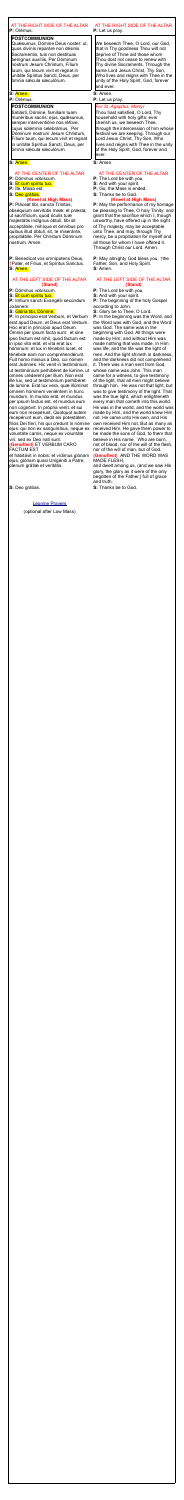AT THE RIGHT SIDE OF THE ALTAR
**P:** Oremus.

**POSTCOMMUNION**
Quaesumus, Domine Deus noster: ut, quos divinis reparare non desinis Sacramentis, tuis non destituas benignus auxiliis. Per Dominum nostrum Jesum Christum, Filium tuum, qui tecum vivit et regnat in unitate Spiritus Sancti, Deus, per omnia sæcula sæculorum.

**S:** Amen.
**P:** Oremus.

**POSTCOMMUNION**
Sanctorum tuorum, Domine, meritis in Pontificum festis... Per Dominum nostrum Jesum Christum, Filium tuum, qui tecum vivit et regnat in unitate Spiritus Sancti, Deus, per omnia sæcula sæculorum.

**S:** Amen.

AT THE CENTER OF THE ALTAR
**P:** Dominus vobiscum.
**S:** Et cum spiritu tuo.
**P:** Ite, Missa est.
**S:** Deo gratias.

**(Kneel at High Mass)**

**P:** Placeat tibi, sancta Trinitas, obsequium servitutis meæ: et præsta; ut sacrificium, quod oculis tuæ majestatis indignus obtuli, tibi sit acceptabile, mihique et omnibus pro quibus illud obtuli, sit, te miserante, propitiabile. Per Christum Dominum nostrum. Amen.

**P:** Benedicat vos omnipotens Deus, Pater, et Filius, et Spiritus Sanctus.
**S:** Amen.

AT THE LEFT SIDE OF THE ALTAR (Stand)
**P:** Dominus vobiscum.
**S:** Et cum spiritu tuo.
**P:** Initium sancti Evangelii secundum Joannem.
**S:** Gloria tibi, Domine.

**P:** In principio erat Verbum, et Verbum erat apud Deum, et Deus erat Verbum. Hoc erat in principio apud Deum. Omnia per ipsum facta sunt: et sine ipso factum est nihil, quod factum est: in ipso vita erat, et vita erat lux hominum: et lux in tenebris lucet, et tenebræ eam non comprehenderunt. Fuit homo missus a Deo, cui nomen erat Joannes. Hic venit in testimonium, ut testimonium perhiberet de lumine, ut omnes crederent per illum. Non erat ille lux, sed ut testimonium perhiberet de lumine. Erat lux vera, quæ illuminat omnem hominem venientem in hunc mundum. In mundo erat, et mundus per ipsum factus est, et mundus eum non cognovit. In propria venit, et sui eum non receperunt. Quotquot autem receperunt eum, dedit eis potestatem filios Dei fieri, his qui credunt in nomine ejus: qui non ex sanguinibus, neque ex voluntate carnis, neque ex voluntate viri, sed ex Deo nati sunt. **(Genuflect)** ET VERBUM CARO FACTUM EST,
et habitavit in nobis: et vidimus gloriam ejus, gloriam quasi Unigeniti a Patre, plenum gratiæ et veritatis.

**S:** Deo gratias.

Leonine Prayers
(optional after Low Mass)

AT THE RIGHT SIDE OF THE ALTAR
**P:** Let us pray.

We beseech Thee, O Lord, our God, that in Thy goodness Thou wilt not deprive of Thine aid those whom Thou dost not cease to renew with thy divine Sacraments. Through the same Lord Jesus Christ, Thy Son, Who lives and reigns with Thee in the unity of the Holy Spirit, God, forever and ever.

**S:** Amen.
**P:** Let us pray.

*For St. Agapitus Martyr*
Thou hast satisfied, O Lord, Thy household with holy gifts: ever cherish us, we beseech Thee, through the intercession of him whose festival we are keeping. Through our Lord Jesus Christ, Thy Son, Who lives and reigns with Thee in the unity of the Holy Spirit, God, forever and ever.

**S:** Amen.

AT THE CENTER OF THE ALTAR
**P:** The Lord be with you.
**S:** And with your spirit.
**P:** Go, the Mass is ended.
**S:** Thanks be to God.

**(Kneel at High Mass)**

**P:** May the performance of my homage be pleasing to Thee, O holy Trinity: and grant that the sacrifice which I, though unworthy, have offered up in the sight of Thy majesty, may be acceptable unto Thee, and may, through Thy mercy, be a propitiation for myself and all those for whom I have offered it. Through Christ our Lord. Amen.

**P:** May almighty God bless you, (the Father, Son, and Holy Spirit.
**S:** Amen.

AT THE LEFT SIDE OF THE ALTAR (Stand)
**P:** The Lord be with you.
**S:** And with your spirit.
**P:** The beginning of the holy Gospel according to John.
**S:** Glory be to Thee, O Lord.

**P:** In the beginning was the Word, and the Word was with God, and the Word was God. The same was in the beginning with God. All things were made by Him; and without Him was made nothing that was made. In Him was life, and the life was the light of men. And the light shineth in darkness, and the darkness did not comprehend it. There was a man sent from God, whose name was John. This man came for a witness, to give testimony of the light, that all men might believe through him. He was not that light, but was to give testimony of the light. That was the true light, which enlighteneth every man that cometh into this world. He was in the world, and the world was made by Him, and the world knew Him not. He came unto His own, and His own received Him not. But as many as received Him, He gave them power to be made the sons of God, to them that believe in His name. Who are born, not of blood, nor of the will of the flesh, nor of the will of man, but of God. **(Genuflect)** AND THE WORD WAS MADE FLESH,
and dwelt among us, (and we saw His glory, the glory as it were of the only begotten of the Father,) full of grace and truth.

**S:** Thanks be to God.